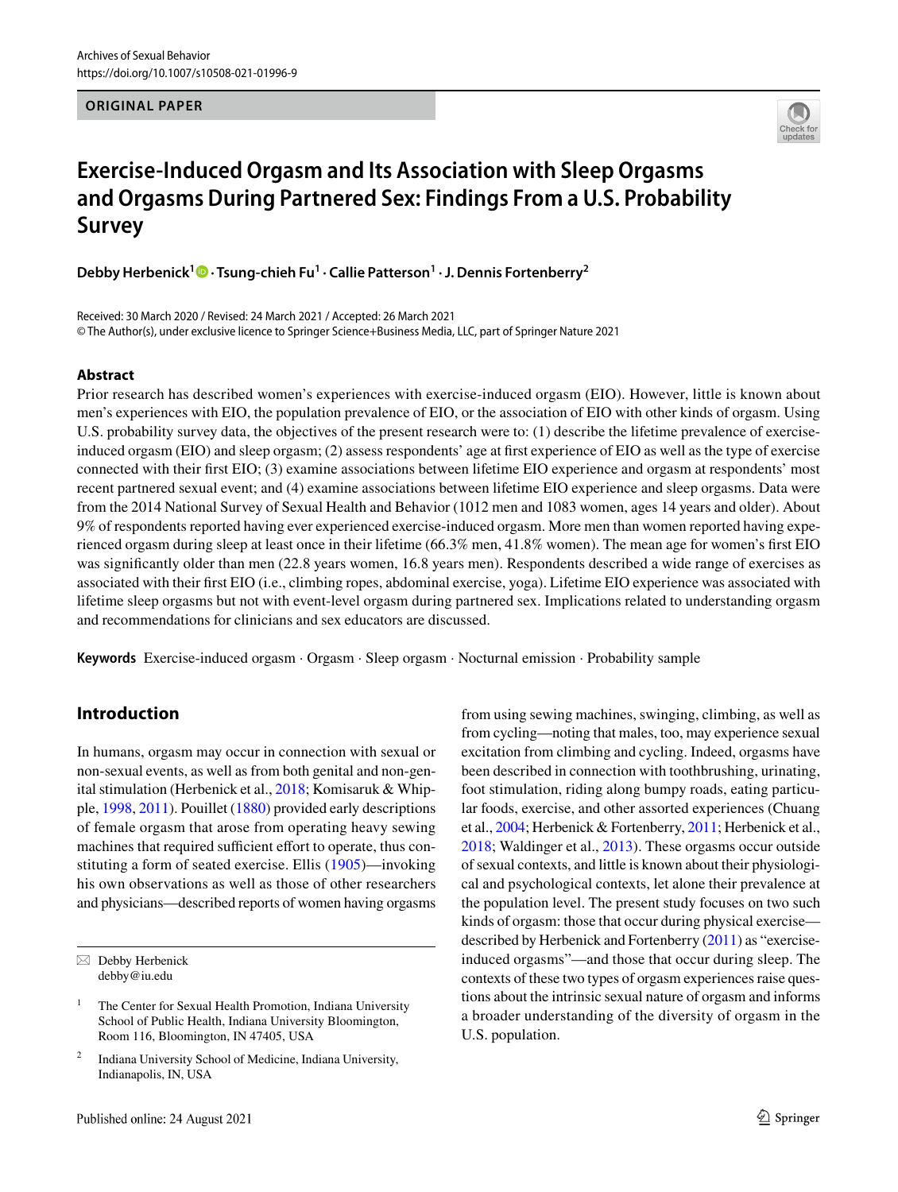Archives of Sexual Behavior
https://doi.org/10.1007/s10508-021-01996-9

**ORIGINAL PAPER**

# Exercise-Induced Orgasm and Its Association with Sleep Orgasms and Orgasms During Partnered Sex: Findings From a U.S. Probability Survey

**Debby Herbenick[1] · Tsung-chieh Fu[1] · Callie Patterson[1] · J. Dennis Fortenberry[2]**

Received: 30 March 2020 / Revised: 24 March 2021 / Accepted: 26 March 2021
© The Author(s), under exclusive licence to Springer Science+Business Media, LLC, part of Springer Nature 2021

## Abstract

Prior research has described women's experiences with exercise-induced orgasm (EIO). However, little is known about men's experiences with EIO, the population prevalence of EIO, or the association of EIO with other kinds of orgasm. Using U.S. probability survey data, the objectives of the present research were to: (1) describe the lifetime prevalence of exercise-induced orgasm (EIO) and sleep orgasm; (2) assess respondents' age at first experience of EIO as well as the type of exercise connected with their first EIO; (3) examine associations between lifetime EIO experience and orgasm at respondents' most recent partnered sexual event; and (4) examine associations between lifetime EIO experience and sleep orgasms. Data were from the 2014 National Survey of Sexual Health and Behavior (1012 men and 1083 women, ages 14 years and older). About 9% of respondents reported having ever experienced exercise-induced orgasm. More men than women reported having experienced orgasm during sleep at least once in their lifetime (66.3% men, 41.8% women). The mean age for women's first EIO was significantly older than men (22.8 years women, 16.8 years men). Respondents described a wide range of exercises as associated with their first EIO (i.e., climbing ropes, abdominal exercise, yoga). Lifetime EIO experience was associated with lifetime sleep orgasms but not with event-level orgasm during partnered sex. Implications related to understanding orgasm and recommendations for clinicians and sex educators are discussed.

**Keywords** Exercise-induced orgasm · Orgasm · Sleep orgasm · Nocturnal emission · Probability sample

## Introduction

In humans, orgasm may occur in connection with sexual or non-sexual events, as well as from both genital and non-genital stimulation (Herbenick et al., 2018; Komisaruk & Whipple, 1998, 2011). Pouillet (1880) provided early descriptions of female orgasm that arose from operating heavy sewing machines that required sufficient effort to operate, thus constituting a form of seated exercise. Ellis (1905)—invoking his own observations as well as those of other researchers and physicians—described reports of women having orgasms from using sewing machines, swinging, climbing, as well as from cycling—noting that males, too, may experience sexual excitation from climbing and cycling. Indeed, orgasms have been described in connection with toothbrushing, urinating, foot stimulation, riding along bumpy roads, eating particular foods, exercise, and other assorted experiences (Chuang et al., 2004; Herbenick & Fortenberry, 2011; Herbenick et al., 2018; Waldinger et al., 2013). These orgasms occur outside of sexual contexts, and little is known about their physiological and psychological contexts, let alone their prevalence at the population level. The present study focuses on two such kinds of orgasm: those that occur during physical exercise—described by Herbenick and Fortenberry (2011) as "exercise-induced orgasms"—and those that occur during sleep. The contexts of these two types of orgasm experiences raise questions about the intrinsic sexual nature of orgasm and informs a broader understanding of the diversity of orgasm in the U.S. population.

✉ Debby Herbenick
debby@iu.edu

[1] The Center for Sexual Health Promotion, Indiana University School of Public Health, Indiana University Bloomington, Room 116, Bloomington, IN 47405, USA

[2] Indiana University School of Medicine, Indiana University, Indianapolis, IN, USA

Published online: 24 August 2021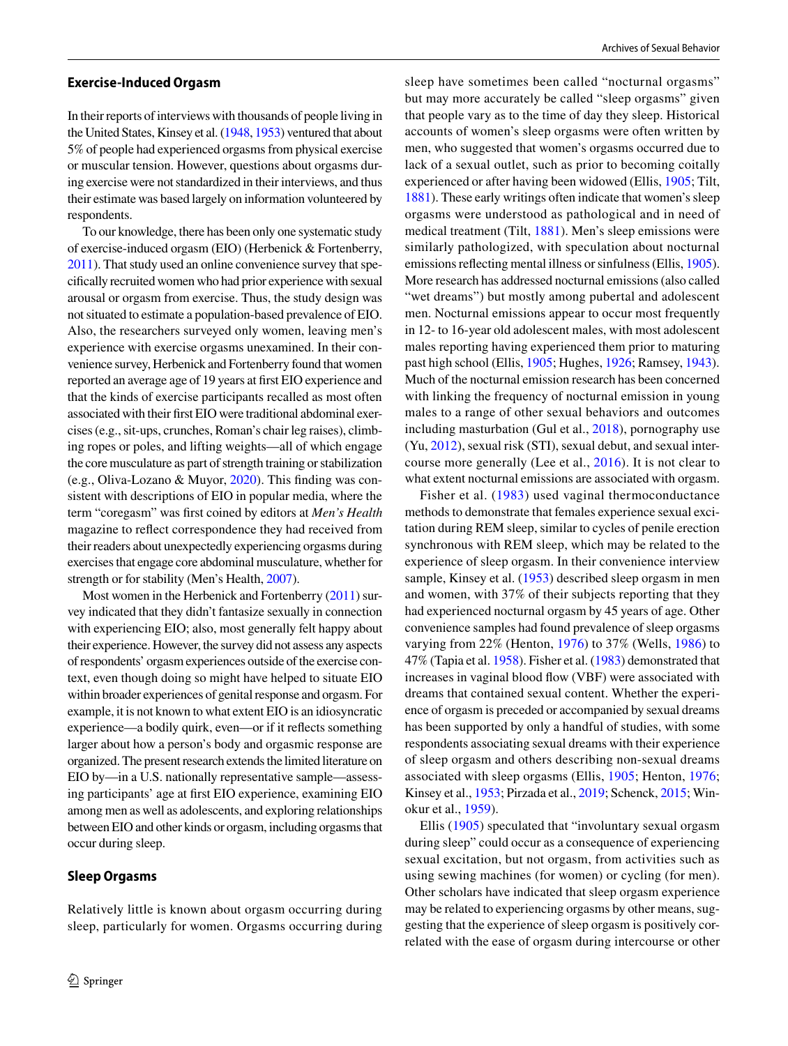## Exercise-Induced Orgasm

In their reports of interviews with thousands of people living in the United States, Kinsey et al. (1948, 1953) ventured that about 5% of people had experienced orgasms from physical exercise or muscular tension. However, questions about orgasms during exercise were not standardized in their interviews, and thus their estimate was based largely on information volunteered by respondents.

To our knowledge, there has been only one systematic study of exercise-induced orgasm (EIO) (Herbenick & Fortenberry, 2011). That study used an online convenience survey that specifically recruited women who had prior experience with sexual arousal or orgasm from exercise. Thus, the study design was not situated to estimate a population-based prevalence of EIO. Also, the researchers surveyed only women, leaving men's experience with exercise orgasms unexamined. In their convenience survey, Herbenick and Fortenberry found that women reported an average age of 19 years at first EIO experience and that the kinds of exercise participants recalled as most often associated with their first EIO were traditional abdominal exercises (e.g., sit-ups, crunches, Roman's chair leg raises), climbing ropes or poles, and lifting weights—all of which engage the core musculature as part of strength training or stabilization (e.g., Oliva-Lozano & Muyor, 2020). This finding was consistent with descriptions of EIO in popular media, where the term "coregasm" was first coined by editors at *Men's Health* magazine to reflect correspondence they had received from their readers about unexpectedly experiencing orgasms during exercises that engage core abdominal musculature, whether for strength or for stability (Men's Health, 2007).

Most women in the Herbenick and Fortenberry (2011) survey indicated that they didn't fantasize sexually in connection with experiencing EIO; also, most generally felt happy about their experience. However, the survey did not assess any aspects of respondents' orgasm experiences outside of the exercise context, even though doing so might have helped to situate EIO within broader experiences of genital response and orgasm. For example, it is not known to what extent EIO is an idiosyncratic experience—a bodily quirk, even—or if it reflects something larger about how a person's body and orgasmic response are organized. The present research extends the limited literature on EIO by—in a U.S. nationally representative sample—assessing participants' age at first EIO experience, examining EIO among men as well as adolescents, and exploring relationships between EIO and other kinds or orgasm, including orgasms that occur during sleep.

## Sleep Orgasms

Relatively little is known about orgasm occurring during sleep, particularly for women. Orgasms occurring during sleep have sometimes been called "nocturnal orgasms" but may more accurately be called "sleep orgasms" given that people vary as to the time of day they sleep. Historical accounts of women's sleep orgasms were often written by men, who suggested that women's orgasms occurred due to lack of a sexual outlet, such as prior to becoming coitally experienced or after having been widowed (Ellis, 1905; Tilt, 1881). These early writings often indicate that women's sleep orgasms were understood as pathological and in need of medical treatment (Tilt, 1881). Men's sleep emissions were similarly pathologized, with speculation about nocturnal emissions reflecting mental illness or sinfulness (Ellis, 1905). More research has addressed nocturnal emissions (also called "wet dreams") but mostly among pubertal and adolescent men. Nocturnal emissions appear to occur most frequently in 12- to 16-year old adolescent males, with most adolescent males reporting having experienced them prior to maturing past high school (Ellis, 1905; Hughes, 1926; Ramsey, 1943). Much of the nocturnal emission research has been concerned with linking the frequency of nocturnal emission in young males to a range of other sexual behaviors and outcomes including masturbation (Gul et al., 2018), pornography use (Yu, 2012), sexual risk (STI), sexual debut, and sexual intercourse more generally (Lee et al., 2016). It is not clear to what extent nocturnal emissions are associated with orgasm.

Fisher et al. (1983) used vaginal thermoconductance methods to demonstrate that females experience sexual excitation during REM sleep, similar to cycles of penile erection synchronous with REM sleep, which may be related to the experience of sleep orgasm. In their convenience interview sample, Kinsey et al. (1953) described sleep orgasm in men and women, with 37% of their subjects reporting that they had experienced nocturnal orgasm by 45 years of age. Other convenience samples had found prevalence of sleep orgasms varying from 22% (Henton, 1976) to 37% (Wells, 1986) to 47% (Tapia et al. 1958). Fisher et al. (1983) demonstrated that increases in vaginal blood flow (VBF) were associated with dreams that contained sexual content. Whether the experience of orgasm is preceded or accompanied by sexual dreams has been supported by only a handful of studies, with some respondents associating sexual dreams with their experience of sleep orgasm and others describing non-sexual dreams associated with sleep orgasms (Ellis, 1905; Henton, 1976; Kinsey et al., 1953; Pirzada et al., 2019; Schenck, 2015; Winokur et al., 1959).

Ellis (1905) speculated that "involuntary sexual orgasm during sleep" could occur as a consequence of experiencing sexual excitation, but not orgasm, from activities such as using sewing machines (for women) or cycling (for men). Other scholars have indicated that sleep orgasm experience may be related to experiencing orgasms by other means, suggesting that the experience of sleep orgasm is positively correlated with the ease of orgasm during intercourse or other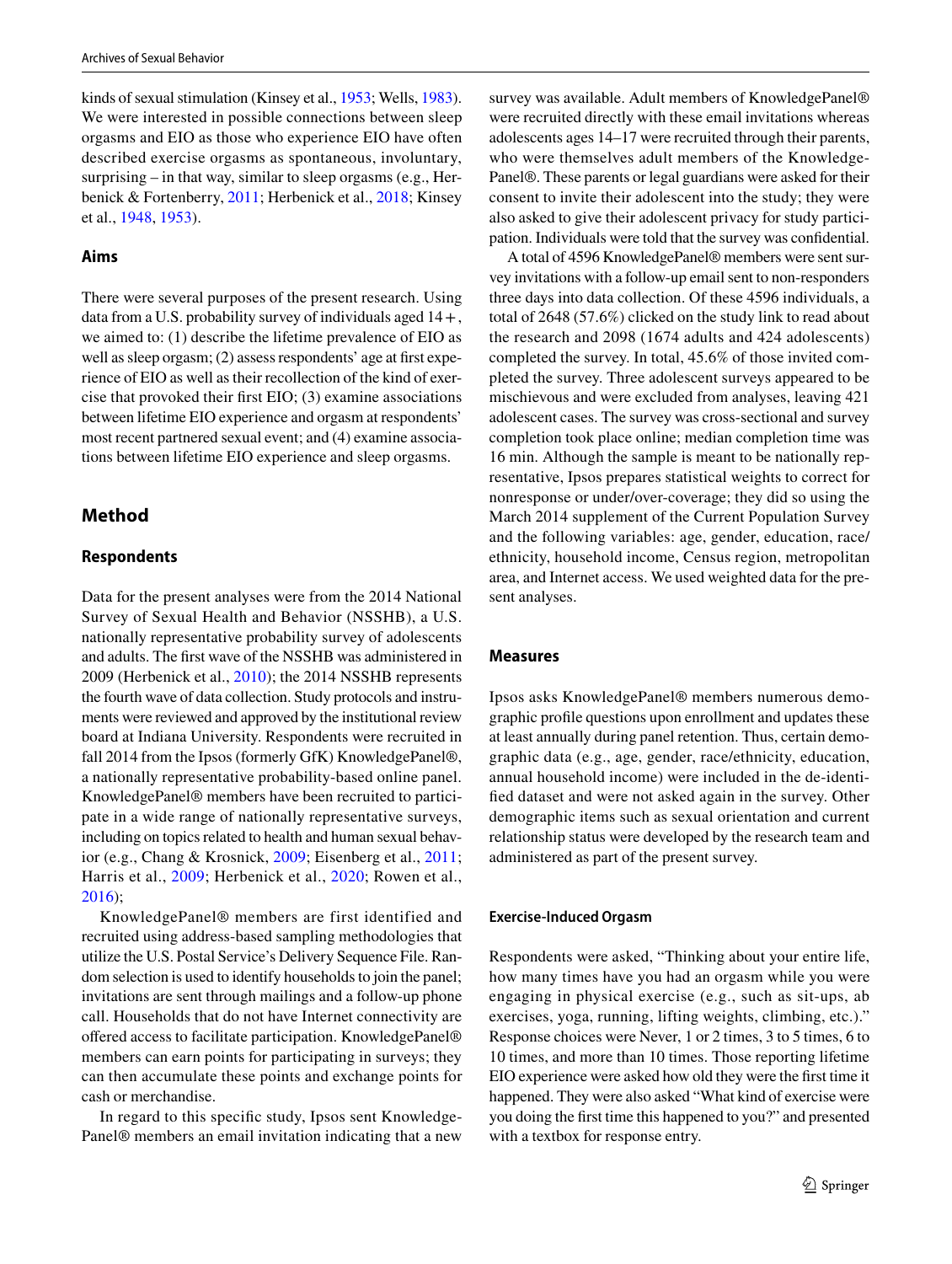kinds of sexual stimulation (Kinsey et al., 1953; Wells, 1983). We were interested in possible connections between sleep orgasms and EIO as those who experience EIO have often described exercise orgasms as spontaneous, involuntary, surprising – in that way, similar to sleep orgasms (e.g., Herbenick & Fortenberry, 2011; Herbenick et al., 2018; Kinsey et al., 1948, 1953).

### Aims

There were several purposes of the present research. Using data from a U.S. probability survey of individuals aged 14+, we aimed to: (1) describe the lifetime prevalence of EIO as well as sleep orgasm; (2) assess respondents' age at first experience of EIO as well as their recollection of the kind of exercise that provoked their first EIO; (3) examine associations between lifetime EIO experience and orgasm at respondents' most recent partnered sexual event; and (4) examine associations between lifetime EIO experience and sleep orgasms.

## Method

### Respondents

Data for the present analyses were from the 2014 National Survey of Sexual Health and Behavior (NSSHB), a U.S. nationally representative probability survey of adolescents and adults. The first wave of the NSSHB was administered in 2009 (Herbenick et al., 2010); the 2014 NSSHB represents the fourth wave of data collection. Study protocols and instruments were reviewed and approved by the institutional review board at Indiana University. Respondents were recruited in fall 2014 from the Ipsos (formerly GfK) KnowledgePanel®, a nationally representative probability-based online panel. KnowledgePanel® members have been recruited to participate in a wide range of nationally representative surveys, including on topics related to health and human sexual behavior (e.g., Chang & Krosnick, 2009; Eisenberg et al., 2011; Harris et al., 2009; Herbenick et al., 2020; Rowen et al., 2016);

KnowledgePanel® members are first identified and recruited using address-based sampling methodologies that utilize the U.S. Postal Service's Delivery Sequence File. Random selection is used to identify households to join the panel; invitations are sent through mailings and a follow-up phone call. Households that do not have Internet connectivity are offered access to facilitate participation. KnowledgePanel® members can earn points for participating in surveys; they can then accumulate these points and exchange points for cash or merchandise.

In regard to this specific study, Ipsos sent KnowledgePanel® members an email invitation indicating that a new survey was available. Adult members of KnowledgePanel® were recruited directly with these email invitations whereas adolescents ages 14–17 were recruited through their parents, who were themselves adult members of the KnowledgePanel®. These parents or legal guardians were asked for their consent to invite their adolescent into the study; they were also asked to give their adolescent privacy for study participation. Individuals were told that the survey was confidential.

A total of 4596 KnowledgePanel® members were sent survey invitations with a follow-up email sent to non-responders three days into data collection. Of these 4596 individuals, a total of 2648 (57.6%) clicked on the study link to read about the research and 2098 (1674 adults and 424 adolescents) completed the survey. In total, 45.6% of those invited completed the survey. Three adolescent surveys appeared to be mischievous and were excluded from analyses, leaving 421 adolescent cases. The survey was cross-sectional and survey completion took place online; median completion time was 16 min. Although the sample is meant to be nationally representative, Ipsos prepares statistical weights to correct for nonresponse or under/over-coverage; they did so using the March 2014 supplement of the Current Population Survey and the following variables: age, gender, education, race/ethnicity, household income, Census region, metropolitan area, and Internet access. We used weighted data for the present analyses.

### Measures

Ipsos asks KnowledgePanel® members numerous demographic profile questions upon enrollment and updates these at least annually during panel retention. Thus, certain demographic data (e.g., age, gender, race/ethnicity, education, annual household income) were included in the de-identified dataset and were not asked again in the survey. Other demographic items such as sexual orientation and current relationship status were developed by the research team and administered as part of the present survey.

#### Exercise-Induced Orgasm

Respondents were asked, "Thinking about your entire life, how many times have you had an orgasm while you were engaging in physical exercise (e.g., such as sit-ups, ab exercises, yoga, running, lifting weights, climbing, etc.)." Response choices were Never, 1 or 2 times, 3 to 5 times, 6 to 10 times, and more than 10 times. Those reporting lifetime EIO experience were asked how old they were the first time it happened. They were also asked "What kind of exercise were you doing the first time this happened to you?" and presented with a textbox for response entry.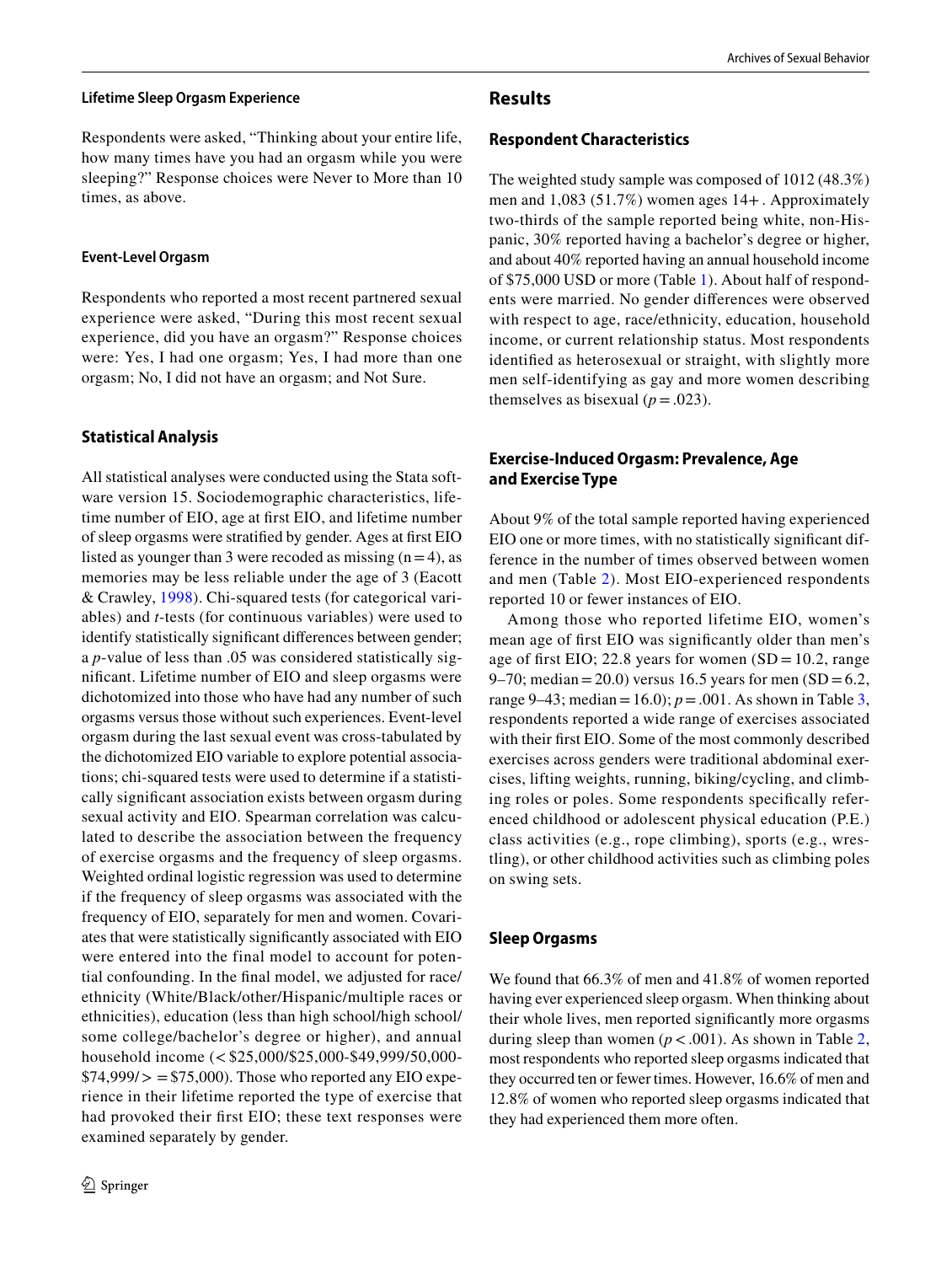#### Lifetime Sleep Orgasm Experience

Respondents were asked, "Thinking about your entire life, how many times have you had an orgasm while you were sleeping?" Response choices were Never to More than 10 times, as above.

#### Event-Level Orgasm

Respondents who reported a most recent partnered sexual experience were asked, "During this most recent sexual experience, did you have an orgasm?" Response choices were: Yes, I had one orgasm; Yes, I had more than one orgasm; No, I did not have an orgasm; and Not Sure.

### Statistical Analysis

All statistical analyses were conducted using the Stata software version 15. Sociodemographic characteristics, lifetime number of EIO, age at first EIO, and lifetime number of sleep orgasms were stratified by gender. Ages at first EIO listed as younger than 3 were recoded as missing ($n = 4$), as memories may be less reliable under the age of 3 (Eacott & Crawley, 1998). Chi-squared tests (for categorical variables) and *t*-tests (for continuous variables) were used to identify statistically significant differences between gender; a *p*-value of less than .05 was considered statistically significant. Lifetime number of EIO and sleep orgasms were dichotomized into those who have had any number of such orgasms versus those without such experiences. Event-level orgasm during the last sexual event was cross-tabulated by the dichotomized EIO variable to explore potential associations; chi-squared tests were used to determine if a statistically significant association exists between orgasm during sexual activity and EIO. Spearman correlation was calculated to describe the association between the frequency of exercise orgasms and the frequency of sleep orgasms. Weighted ordinal logistic regression was used to determine if the frequency of sleep orgasms was associated with the frequency of EIO, separately for men and women. Covariates that were statistically significantly associated with EIO were entered into the final model to account for potential confounding. In the final model, we adjusted for race/ethnicity (White/Black/other/Hispanic/multiple races or ethnicities), education (less than high school/high school/some college/bachelor's degree or higher), and annual household income (< $25,000/$25,000-$49,999/50,000-$74,999/> = $75,000). Those who reported any EIO experience in their lifetime reported the type of exercise that had provoked their first EIO; these text responses were examined separately by gender.

## Results

### Respondent Characteristics

The weighted study sample was composed of 1012 (48.3%) men and 1,083 (51.7%) women ages 14+. Approximately two-thirds of the sample reported being white, non-Hispanic, 30% reported having a bachelor's degree or higher, and about 40% reported having an annual household income of $75,000 USD or more (Table 1). About half of respondents were married. No gender differences were observed with respect to age, race/ethnicity, education, household income, or current relationship status. Most respondents identified as heterosexual or straight, with slightly more men self-identifying as gay and more women describing themselves as bisexual ($p = .023$).

### Exercise-Induced Orgasm: Prevalence, Age and Exercise Type

About 9% of the total sample reported having experienced EIO one or more times, with no statistically significant difference in the number of times observed between women and men (Table 2). Most EIO-experienced respondents reported 10 or fewer instances of EIO.

Among those who reported lifetime EIO, women's mean age of first EIO was significantly older than men's age of first EIO; 22.8 years for women ($SD = 10.2$, range 9–70; median = 20.0) versus 16.5 years for men ($SD = 6.2$, range 9–43; median = 16.0); $p = .001$. As shown in Table 3, respondents reported a wide range of exercises associated with their first EIO. Some of the most commonly described exercises across genders were traditional abdominal exercises, lifting weights, running, biking/cycling, and climbing roles or poles. Some respondents specifically referenced childhood or adolescent physical education (P.E.) class activities (e.g., rope climbing), sports (e.g., wrestling), or other childhood activities such as climbing poles on swing sets.

### Sleep Orgasms

We found that 66.3% of men and 41.8% of women reported having ever experienced sleep orgasm. When thinking about their whole lives, men reported significantly more orgasms during sleep than women ($p < .001$). As shown in Table 2, most respondents who reported sleep orgasms indicated that they occurred ten or fewer times. However, 16.6% of men and 12.8% of women who reported sleep orgasms indicated that they had experienced them more often.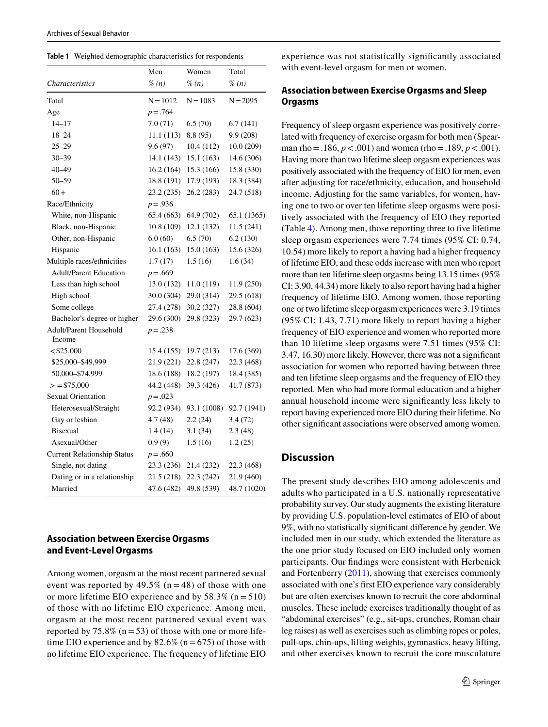**Table 1** Weighted demographic characteristics for respondents

| *Characteristics* | Men<br>*% (n)* | Women<br>*% (n)* | Total<br>*% (n)* |
|---|---|---|---|
| Total | N = 1012 | N = 1083 | N = 2095 |
| Age | *p* = .764 | | |
| 14–17 | 7.0 (71) | 6.5 (70) | 6.7 (141) |
| 18–24 | 11.1 (113) | 8.8 (95) | 9.9 (208) |
| 25–29 | 9.6 (97) | 10.4 (112) | 10.0 (209) |
| 30–39 | 14.1 (143) | 15.1 (163) | 14.6 (306) |
| 40–49 | 16.2 (164) | 15.3 (166) | 15.8 (330) |
| 50–59 | 18.8 (191) | 17.9 (193) | 18.3 (384) |
| 60+ | 23.2 (235) | 26.2 (283) | 24.7 (518) |
| Race/Ethnicity | *p* = .936 | | |
| White, non-Hispanic | 65.4 (663) | 64.9 (702) | 65.1 (1365) |
| Black, non-Hispanic | 10.8 (109) | 12.1 (132) | 11.5 (241) |
| Other, non-Hispanic | 6.0 (60) | 6.5 (70) | 6.2 (130) |
| Hispanic | 16.1 (163) | 15.0 (163) | 15.6 (326) |
| Multiple races/ethnicities | 1.7 (17) | 1.5 (16) | 1.6 (34) |
| Adult/Parent Education | *p* = .669 | | |
| Less than high school | 13.0 (132) | 11.0 (119) | 11.9 (250) |
| High school | 30.0 (304) | 29.0 (314) | 29.5 (618) |
| Some college | 27.4 (278) | 30.2 (327) | 28.8 (604) |
| Bachelor's degree or higher | 29.6 (300) | 29.8 (323) | 29.7 (623) |
| Adult/Parent Household Income | *p* = .238 | | |
| < $25,000 | 15.4 (155) | 19.7 (213) | 17.6 (369) |
| $25,000–$49,999 | 21.9 (221) | 22.8 (247) | 22.3 (468) |
| 50,000–$74,999 | 18.6 (188) | 18.2 (197) | 18.4 (385) |
| > = $75,000 | 44.2 (448) | 39.3 (426) | 41.7 (873) |
| Sexual Orientation | *p* = .023 | | |
| Heterosexual/Straight | 92.2 (934) | 93.1 (1008) | 92.7 (1941) |
| Gay or lesbian | 4.7 (48) | 2.2 (24) | 3.4 (72) |
| Bisexual | 1.4 (14) | 3.1 (34) | 2.3 (48) |
| Asexual/Other | 0.9 (9) | 1.5 (16) | 1.2 (25) |
| Current Relationship Status | *p* = .660 | | |
| Single, not dating | 23.3 (236) | 21.4 (232) | 22.3 (468) |
| Dating or in a relationship | 21.5 (218) | 22.3 (242) | 21.9 (460) |
| Married | 47.6 (482) | 49.8 (539) | 48.7 (1020) |

### Association between Exercise Orgasms and Event-Level Orgasms

Among women, orgasm at the most recent partnered sexual event was reported by 49.5% (n = 48) of those with one or more lifetime EIO experience and by 58.3% (n = 510) of those with no lifetime EIO experience. Among men, orgasm at the most recent partnered sexual event was reported by 75.8% (n = 53) of those with one or more lifetime EIO experience and by 82.6% (n = 675) of those with no lifetime EIO experience. The frequency of lifetime EIO experience was not statistically significantly associated with event-level orgasm for men or women.

### Association between Exercise Orgasms and Sleep Orgasms

Frequency of sleep orgasm experience was positively correlated with frequency of exercise orgasm for both men (Spearman rho = .186, $p < .001$) and women (rho = .189, $p < .001$). Having more than two lifetime sleep orgasm experiences was positively associated with the frequency of EIO for men, even after adjusting for race/ethnicity, education, and household income. Adjusting for the same variables, for women, having one to two or over ten lifetime sleep orgasms were positively associated with the frequency of EIO they reported (Table 4). Among men, those reporting three to five lifetime sleep orgasm experiences were 7.74 times (95% CI: 0.74, 10.54) more likely to report a having had a higher frequency of lifetime EIO, and these odds increase with men who report more than ten lifetime sleep orgasms being 13.15 times (95% CI: 3.90, 44.34) more likely to also report having had a higher frequency of lifetime EIO. Among women, those reporting one or two lifetime sleep orgasm experiences were 3.19 times (95% CI: 1.43, 7.71) more likely to report having a higher frequency of EIO experience and women who reported more than 10 lifetime sleep orgasms were 7.51 times (95% CI: 3.47, 16.30) more likely. However, there was not a significant association for women who reported having between three and ten lifetime sleep orgasms and the frequency of EIO they reported. Men who had more formal education and a higher annual household income were significantly less likely to report having experienced more EIO during their lifetime. No other significant associations were observed among women.

## Discussion

The present study describes EIO among adolescents and adults who participated in a U.S. nationally representative probability survey. Our study augments the existing literature by providing U.S. population-level estimates of EIO of about 9%, with no statistically significant difference by gender. We included men in our study, which extended the literature as the one prior study focused on EIO included only women participants. Our findings were consistent with Herbenick and Fortenberry (2011), showing that exercises commonly associated with one's first EIO experience vary considerably but are often exercises known to recruit the core abdominal muscles. These include exercises traditionally thought of as "abdominal exercises" (e.g., sit-ups, crunches, Roman chair leg raises) as well as exercises such as climbing ropes or poles, pull-ups, chin-ups, lifting weights, gymnastics, heavy lifting, and other exercises known to recruit the core musculature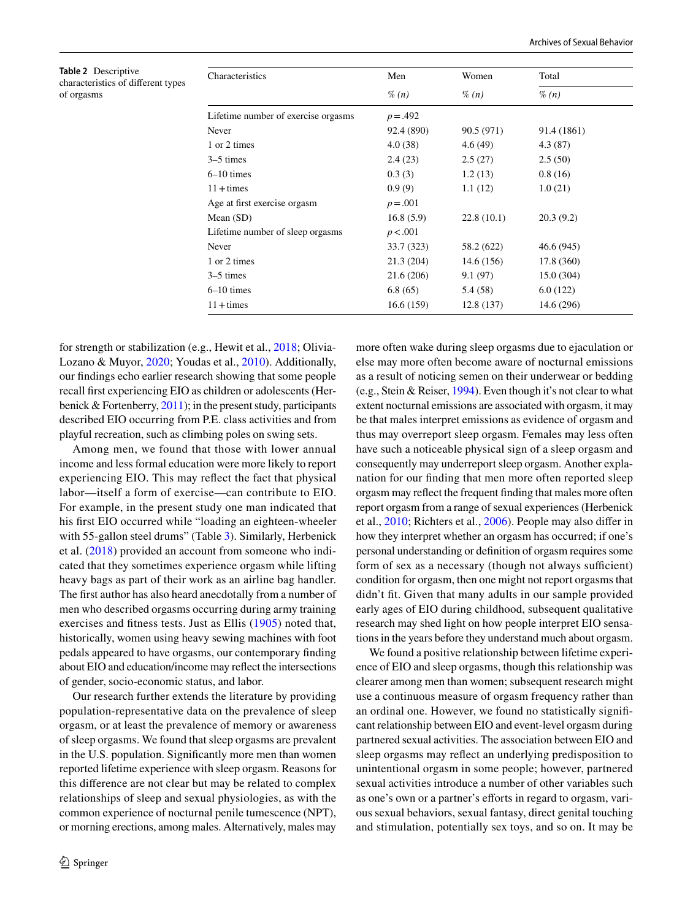**Table 2** Descriptive characteristics of different types of orgasms

| Characteristics | Men | Women | Total |
|---|---|---|---|
| | % (n) | % (n) | % (n) |
| Lifetime number of exercise orgasms | $p = .492$ | | |
| Never | 92.4 (890) | 90.5 (971) | 91.4 (1861) |
| 1 or 2 times | 4.0 (38) | 4.6 (49) | 4.3 (87) |
| 3–5 times | 2.4 (23) | 2.5 (27) | 2.5 (50) |
| 6–10 times | 0.3 (3) | 1.2 (13) | 0.8 (16) |
| 11 + times | 0.9 (9) | 1.1 (12) | 1.0 (21) |
| Age at first exercise orgasm | $p = .001$ | | |
| Mean (SD) | 16.8 (5.9) | 22.8 (10.1) | 20.3 (9.2) |
| Lifetime number of sleep orgasms | $p < .001$ | | |
| Never | 33.7 (323) | 58.2 (622) | 46.6 (945) |
| 1 or 2 times | 21.3 (204) | 14.6 (156) | 17.8 (360) |
| 3–5 times | 21.6 (206) | 9.1 (97) | 15.0 (304) |
| 6–10 times | 6.8 (65) | 5.4 (58) | 6.0 (122) |
| 11 + times | 16.6 (159) | 12.8 (137) | 14.6 (296) |

for strength or stabilization (e.g., Hewit et al., 2018; Olivia-Lozano & Muyor, 2020; Youdas et al., 2010). Additionally, our findings echo earlier research showing that some people recall first experiencing EIO as children or adolescents (Herbenick & Fortenberry, 2011); in the present study, participants described EIO occurring from P.E. class activities and from playful recreation, such as climbing poles on swing sets.

Among men, we found that those with lower annual income and less formal education were more likely to report experiencing EIO. This may reflect the fact that physical labor—itself a form of exercise—can contribute to EIO. For example, in the present study one man indicated that his first EIO occurred while "loading an eighteen-wheeler with 55-gallon steel drums" (Table 3). Similarly, Herbenick et al. (2018) provided an account from someone who indicated that they sometimes experience orgasm while lifting heavy bags as part of their work as an airline bag handler. The first author has also heard anecdotally from a number of men who described orgasms occurring during army training exercises and fitness tests. Just as Ellis (1905) noted that, historically, women using heavy sewing machines with foot pedals appeared to have orgasms, our contemporary finding about EIO and education/income may reflect the intersections of gender, socio-economic status, and labor.

Our research further extends the literature by providing population-representative data on the prevalence of sleep orgasm, or at least the prevalence of memory or awareness of sleep orgasms. We found that sleep orgasms are prevalent in the U.S. population. Significantly more men than women reported lifetime experience with sleep orgasm. Reasons for this difference are not clear but may be related to complex relationships of sleep and sexual physiologies, as with the common experience of nocturnal penile tumescence (NPT), or morning erections, among males. Alternatively, males may more often wake during sleep orgasms due to ejaculation or else may more often become aware of nocturnal emissions as a result of noticing semen on their underwear or bedding (e.g., Stein & Reiser, 1994). Even though it's not clear to what extent nocturnal emissions are associated with orgasm, it may be that males interpret emissions as evidence of orgasm and thus may overreport sleep orgasm. Females may less often have such a noticeable physical sign of a sleep orgasm and consequently may underreport sleep orgasm. Another explanation for our finding that men more often reported sleep orgasm may reflect the frequent finding that males more often report orgasm from a range of sexual experiences (Herbenick et al., 2010; Richters et al., 2006). People may also differ in how they interpret whether an orgasm has occurred; if one's personal understanding or definition of orgasm requires some form of sex as a necessary (though not always sufficient) condition for orgasm, then one might not report orgasms that didn't fit. Given that many adults in our sample provided early ages of EIO during childhood, subsequent qualitative research may shed light on how people interpret EIO sensations in the years before they understand much about orgasm.

We found a positive relationship between lifetime experience of EIO and sleep orgasms, though this relationship was clearer among men than women; subsequent research might use a continuous measure of orgasm frequency rather than an ordinal one. However, we found no statistically significant relationship between EIO and event-level orgasm during partnered sexual activities. The association between EIO and sleep orgasms may reflect an underlying predisposition to unintentional orgasm in some people; however, partnered sexual activities introduce a number of other variables such as one's own or a partner's efforts in regard to orgasm, various sexual behaviors, sexual fantasy, direct genital touching and stimulation, potentially sex toys, and so on. It may be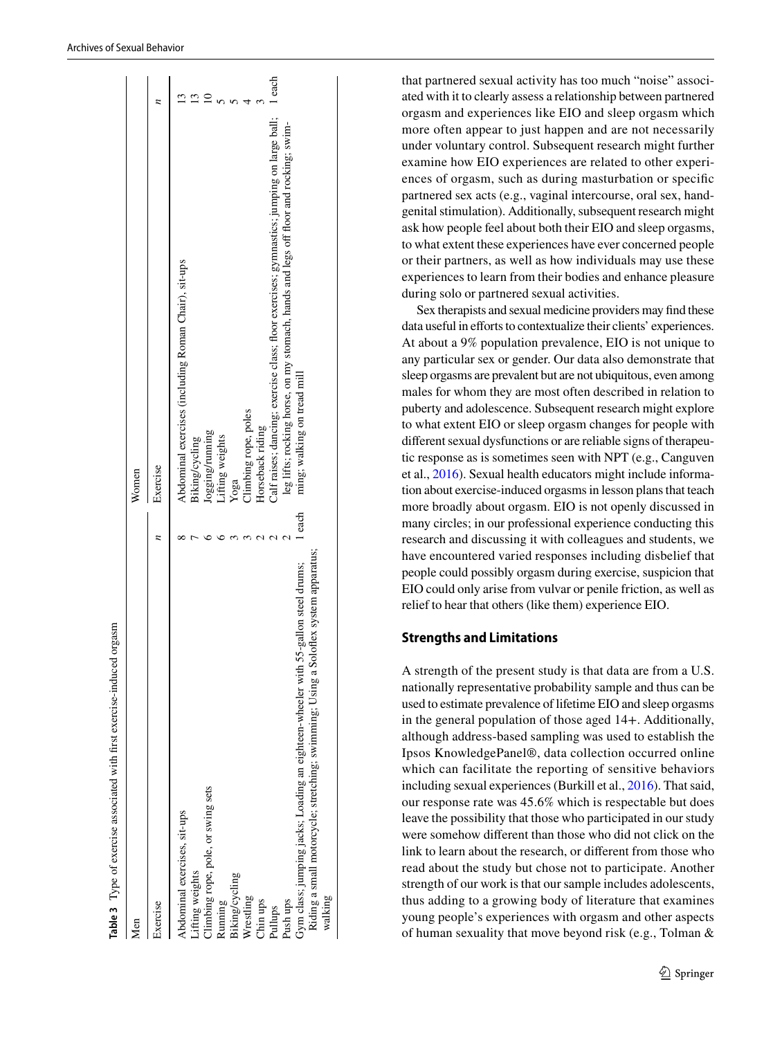**Table 3** Type of exercise associated with first exercise-induced orgasm

| Men | | Women | |
|---|---|---|---|
| Exercise | *n* | Exercise | *n* |
| Abdominal exercises, sit-ups | 8 | Abdominal exercises (including Roman Chair), sit-ups | 13 |
| Lifting weights | 7 | Biking/cycling | 13 |
| Climbing rope, pole, or swing sets | 6 | Jogging/running | 10 |
| Running | 6 | Lifting weights | 5 |
| Biking/cycling | 3 | Yoga | 5 |
| Wrestling | 3 | Climbing rope, poles | 4 |
| Chin ups | 2 | Horseback riding | 3 |
| Pullups | 2 | Calf raises; dancing; exercise class; floor exercises; gymnastics; jumping on large ball; leg lifts; rocking horse, on my stomach, hands and legs off floor and rocking; swimming; walking on tread mill | 1 each |
| Push ups | 2 | | |
| Gym class; jumping jacks; Loading an eighteen-wheeler with 55-gallon steel drums; Riding a small motorcycle; stretching; swimming; Using a Soloflex system apparatus; walking | 1 each | | |

that partnered sexual activity has too much "noise" associated with it to clearly assess a relationship between partnered orgasm and experiences like EIO and sleep orgasm which more often appear to just happen and are not necessarily under voluntary control. Subsequent research might further examine how EIO experiences are related to other experiences of orgasm, such as during masturbation or specific partnered sex acts (e.g., vaginal intercourse, oral sex, hand-genital stimulation). Additionally, subsequent research might ask how people feel about both their EIO and sleep orgasms, to what extent these experiences have ever concerned people or their partners, as well as how individuals may use these experiences to learn from their bodies and enhance pleasure during solo or partnered sexual activities.

Sex therapists and sexual medicine providers may find these data useful in efforts to contextualize their clients' experiences. At about a 9% population prevalence, EIO is not unique to any particular sex or gender. Our data also demonstrate that sleep orgasms are prevalent but are not ubiquitous, even among males for whom they are most often described in relation to puberty and adolescence. Subsequent research might explore to what extent EIO or sleep orgasm changes for people with different sexual dysfunctions or are reliable signs of therapeutic response as is sometimes seen with NPT (e.g., Canguven et al., 2016). Sexual health educators might include information about exercise-induced orgasms in lesson plans that teach more broadly about orgasm. EIO is not openly discussed in many circles; in our professional experience conducting this research and discussing it with colleagues and students, we have encountered varied responses including disbelief that people could possibly orgasm during exercise, suspicion that EIO could only arise from vulvar or penile friction, as well as relief to hear that others (like them) experience EIO.

## Strengths and Limitations

A strength of the present study is that data are from a U.S. nationally representative probability sample and thus can be used to estimate prevalence of lifetime EIO and sleep orgasms in the general population of those aged 14+. Additionally, although address-based sampling was used to establish the Ipsos KnowledgePanel®, data collection occurred online which can facilitate the reporting of sensitive behaviors including sexual experiences (Burkill et al., 2016). That said, our response rate was 45.6% which is respectable but does leave the possibility that those who participated in our study were somehow different than those who did not click on the link to learn about the research, or different from those who read about the study but chose not to participate. Another strength of our work is that our sample includes adolescents, thus adding to a growing body of literature that examines young people's experiences with orgasm and other aspects of human sexuality that move beyond risk (e.g., Tolman &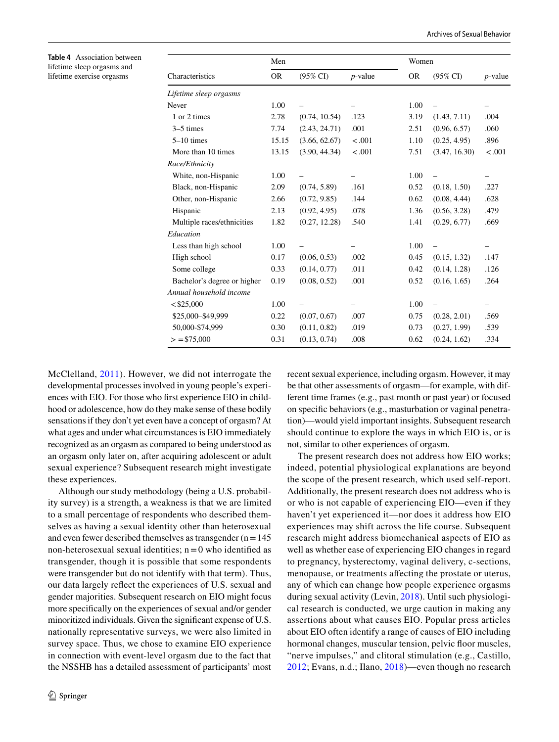**Table 4** Association between lifetime sleep orgasms and lifetime exercise orgasms

| Characteristics | Men | | | Women | | |
|---|---|---|---|---|---|---|
| | OR | (95% CI) | *p*-value | OR | (95% CI) | *p*-value |
| *Lifetime sleep orgasms* | | | | | | |
| Never | 1.00 | – | – | 1.00 | – | – |
| 1 or 2 times | 2.78 | (0.74, 10.54) | .123 | 3.19 | (1.43, 7.11) | .004 |
| 3–5 times | 7.74 | (2.43, 24.71) | .001 | 2.51 | (0.96, 6.57) | .060 |
| 5–10 times | 15.15 | (3.66, 62.67) | <.001 | 1.10 | (0.25, 4.95) | .896 |
| More than 10 times | 13.15 | (3.90, 44.34) | <.001 | 7.51 | (3.47, 16.30) | <.001 |
| *Race/Ethnicity* | | | | | | |
| White, non-Hispanic | 1.00 | – | – | 1.00 | – | – |
| Black, non-Hispanic | 2.09 | (0.74, 5.89) | .161 | 0.52 | (0.18, 1.50) | .227 |
| Other, non-Hispanic | 2.66 | (0.72, 9.85) | .144 | 0.62 | (0.08, 4.44) | .628 |
| Hispanic | 2.13 | (0.92, 4.95) | .078 | 1.36 | (0.56, 3.28) | .479 |
| Multiple races/ethnicities | 1.82 | (0.27, 12.28) | .540 | 1.41 | (0.29, 6.77) | .669 |
| *Education* | | | | | | |
| Less than high school | 1.00 | – | – | 1.00 | – | – |
| High school | 0.17 | (0.06, 0.53) | .002 | 0.45 | (0.15, 1.32) | .147 |
| Some college | 0.33 | (0.14, 0.77) | .011 | 0.42 | (0.14, 1.28) | .126 |
| Bachelor's degree or higher | 0.19 | (0.08, 0.52) | .001 | 0.52 | (0.16, 1.65) | .264 |
| *Annual household income* | | | | | | |
| <$25,000 | 1.00 | – | – | 1.00 | – | – |
| $25,000–$49,999 | 0.22 | (0.07, 0.67) | .007 | 0.75 | (0.28, 2.01) | .569 |
| 50,000-$74,999 | 0.30 | (0.11, 0.82) | .019 | 0.73 | (0.27, 1.99) | .539 |
| >=$75,000 | 0.31 | (0.13, 0.74) | .008 | 0.62 | (0.24, 1.62) | .334 |

McClelland, 2011). However, we did not interrogate the developmental processes involved in young people's experiences with EIO. For those who first experience EIO in childhood or adolescence, how do they make sense of these bodily sensations if they don't yet even have a concept of orgasm? At what ages and under what circumstances is EIO immediately recognized as an orgasm as compared to being understood as an orgasm only later on, after acquiring adolescent or adult sexual experience? Subsequent research might investigate these experiences.

Although our study methodology (being a U.S. probability survey) is a strength, a weakness is that we are limited to a small percentage of respondents who described themselves as having a sexual identity other than heterosexual and even fewer described themselves as transgender (n = 145 non-heterosexual sexual identities; n = 0 who identified as transgender, though it is possible that some respondents were transgender but do not identify with that term). Thus, our data largely reflect the experiences of U.S. sexual and gender majorities. Subsequent research on EIO might focus more specifically on the experiences of sexual and/or gender minoritized individuals. Given the significant expense of U.S. nationally representative surveys, we were also limited in survey space. Thus, we chose to examine EIO experience in connection with event-level orgasm due to the fact that the NSSHB has a detailed assessment of participants' most recent sexual experience, including orgasm. However, it may be that other assessments of orgasm—for example, with different time frames (e.g., past month or past year) or focused on specific behaviors (e.g., masturbation or vaginal penetration)—would yield important insights. Subsequent research should continue to explore the ways in which EIO is, or is not, similar to other experiences of orgasm.

The present research does not address how EIO works; indeed, potential physiological explanations are beyond the scope of the present research, which used self-report. Additionally, the present research does not address who is or who is not capable of experiencing EIO—even if they haven't yet experienced it—nor does it address how EIO experiences may shift across the life course. Subsequent research might address biomechanical aspects of EIO as well as whether ease of experiencing EIO changes in regard to pregnancy, hysterectomy, vaginal delivery, c-sections, menopause, or treatments affecting the prostate or uterus, any of which can change how people experience orgasms during sexual activity (Levin, 2018). Until such physiological research is conducted, we urge caution in making any assertions about what causes EIO. Popular press articles about EIO often identify a range of causes of EIO including hormonal changes, muscular tension, pelvic floor muscles, "nerve impulses," and clitoral stimulation (e.g., Castillo, 2012; Evans, n.d.; Ilano, 2018)—even though no research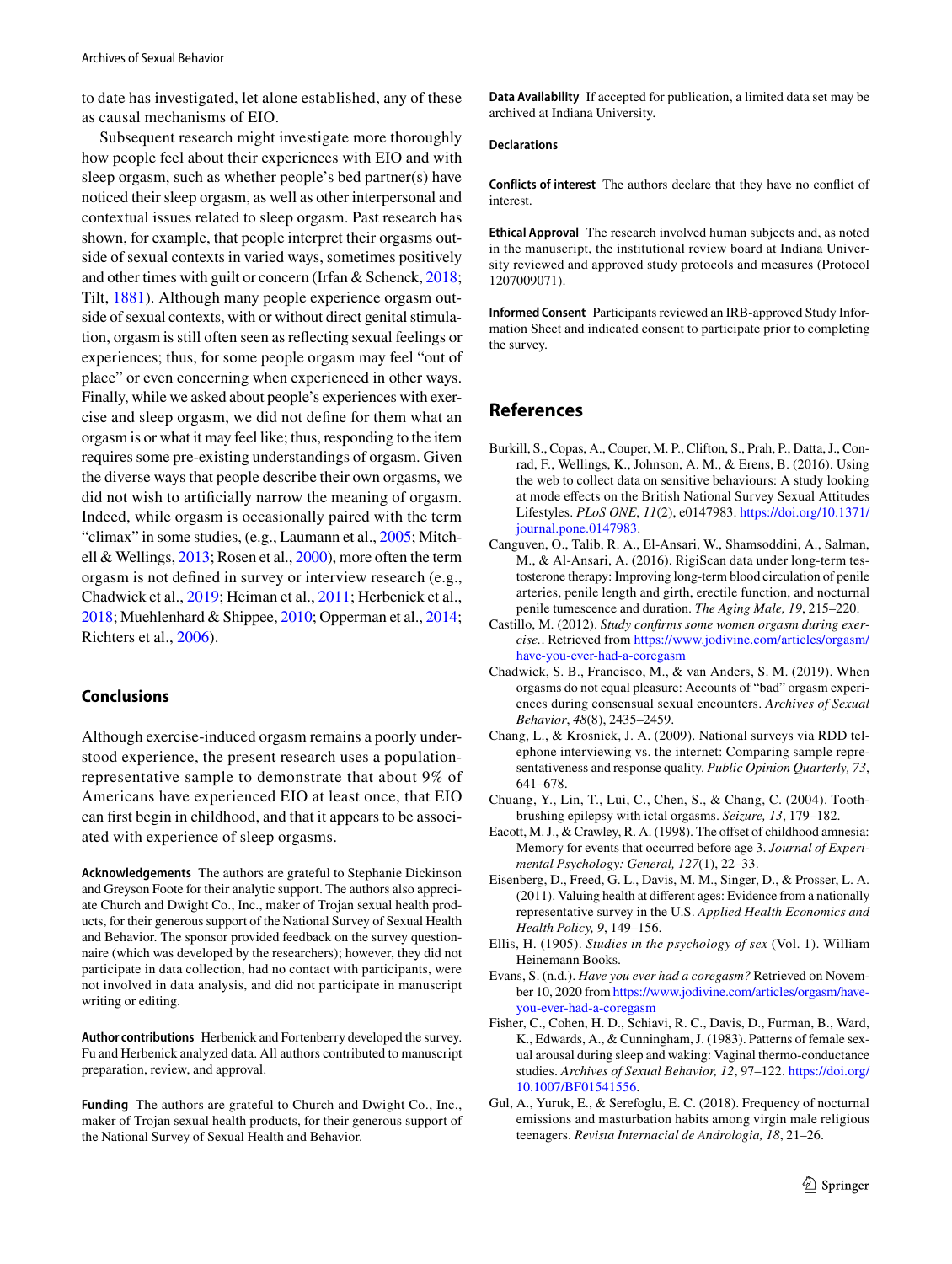to date has investigated, let alone established, any of these as causal mechanisms of EIO.

Subsequent research might investigate more thoroughly how people feel about their experiences with EIO and with sleep orgasm, such as whether people's bed partner(s) have noticed their sleep orgasm, as well as other interpersonal and contextual issues related to sleep orgasm. Past research has shown, for example, that people interpret their orgasms outside of sexual contexts in varied ways, sometimes positively and other times with guilt or concern (Irfan & Schenck, 2018; Tilt, 1881). Although many people experience orgasm outside of sexual contexts, with or without direct genital stimulation, orgasm is still often seen as reflecting sexual feelings or experiences; thus, for some people orgasm may feel "out of place" or even concerning when experienced in other ways. Finally, while we asked about people's experiences with exercise and sleep orgasm, we did not define for them what an orgasm is or what it may feel like; thus, responding to the item requires some pre-existing understandings of orgasm. Given the diverse ways that people describe their own orgasms, we did not wish to artificially narrow the meaning of orgasm. Indeed, while orgasm is occasionally paired with the term "climax" in some studies, (e.g., Laumann et al., 2005; Mitchell & Wellings, 2013; Rosen et al., 2000), more often the term orgasm is not defined in survey or interview research (e.g., Chadwick et al., 2019; Heiman et al., 2011; Herbenick et al., 2018; Muehlenhard & Shippee, 2010; Opperman et al., 2014; Richters et al., 2006).

## Conclusions

Although exercise-induced orgasm remains a poorly understood experience, the present research uses a population-representative sample to demonstrate that about 9% of Americans have experienced EIO at least once, that EIO can first begin in childhood, and that it appears to be associated with experience of sleep orgasms.

**Acknowledgements** The authors are grateful to Stephanie Dickinson and Greyson Foote for their analytic support. The authors also appreciate Church and Dwight Co., Inc., maker of Trojan sexual health products, for their generous support of the National Survey of Sexual Health and Behavior. The sponsor provided feedback on the survey questionnaire (which was developed by the researchers); however, they did not participate in data collection, had no contact with participants, were not involved in data analysis, and did not participate in manuscript writing or editing.

**Author contributions** Herbenick and Fortenberry developed the survey. Fu and Herbenick analyzed data. All authors contributed to manuscript preparation, review, and approval.

**Funding** The authors are grateful to Church and Dwight Co., Inc., maker of Trojan sexual health products, for their generous support of the National Survey of Sexual Health and Behavior.

**Data Availability** If accepted for publication, a limited data set may be archived at Indiana University.

### Declarations

**Conflicts of interest** The authors declare that they have no conflict of interest.

**Ethical Approval** The research involved human subjects and, as noted in the manuscript, the institutional review board at Indiana University reviewed and approved study protocols and measures (Protocol 1207009071).

**Informed Consent** Participants reviewed an IRB-approved Study Information Sheet and indicated consent to participate prior to completing the survey.

## References

Burkill, S., Copas, A., Couper, M. P., Clifton, S., Prah, P., Datta, J., Conrad, F., Wellings, K., Johnson, A. M., & Erens, B. (2016). Using the web to collect data on sensitive behaviours: A study looking at mode effects on the British National Survey Sexual Attitudes Lifestyles. *PLoS ONE*, *11*(2), e0147983. https://doi.org/10.1371/journal.pone.0147983.

Canguven, O., Talib, R. A., El-Ansari, W., Shamsoddini, A., Salman, M., & Al-Ansari, A. (2016). RigiScan data under long-term testosterone therapy: Improving long-term blood circulation of penile arteries, penile length and girth, erectile function, and nocturnal penile tumescence and duration. *The Aging Male, 19*, 215–220.

Castillo, M. (2012). *Study confirms some women orgasm during exercise.*. Retrieved from https://www.jodivine.com/articles/orgasm/have-you-ever-had-a-coregasm

Chadwick, S. B., Francisco, M., & van Anders, S. M. (2019). When orgasms do not equal pleasure: Accounts of "bad" orgasm experiences during consensual sexual encounters. *Archives of Sexual Behavior*, *48*(8), 2435–2459.

Chang, L., & Krosnick, J. A. (2009). National surveys via RDD telephone interviewing vs. the internet: Comparing sample representativeness and response quality. *Public Opinion Quarterly, 73*, 641–678.

Chuang, Y., Lin, T., Lui, C., Chen, S., & Chang, C. (2004). Tooth-brushing epilepsy with ictal orgasms. *Seizure, 13*, 179–182.

Eacott, M. J., & Crawley, R. A. (1998). The offset of childhood amnesia: Memory for events that occurred before age 3. *Journal of Experimental Psychology: General, 127*(1), 22–33.

Eisenberg, D., Freed, G. L., Davis, M. M., Singer, D., & Prosser, L. A. (2011). Valuing health at different ages: Evidence from a nationally representative survey in the U.S. *Applied Health Economics and Health Policy, 9*, 149–156.

Ellis, H. (1905). *Studies in the psychology of sex* (Vol. 1). William Heinemann Books.

Evans, S. (n.d.). *Have you ever had a coregasm?* Retrieved on November 10, 2020 from https://www.jodivine.com/articles/orgasm/have-you-ever-had-a-coregasm

Fisher, C., Cohen, H. D., Schiavi, R. C., Davis, D., Furman, B., Ward, K., Edwards, A., & Cunningham, J. (1983). Patterns of female sexual arousal during sleep and waking: Vaginal thermo-conductance studies. *Archives of Sexual Behavior, 12*, 97–122. https://doi.org/10.1007/BF01541556.

Gul, A., Yuruk, E., & Serefoglu, E. C. (2018). Frequency of nocturnal emissions and masturbation habits among virgin male religious teenagers. *Revista Internacial de Andrologia, 18*, 21–26.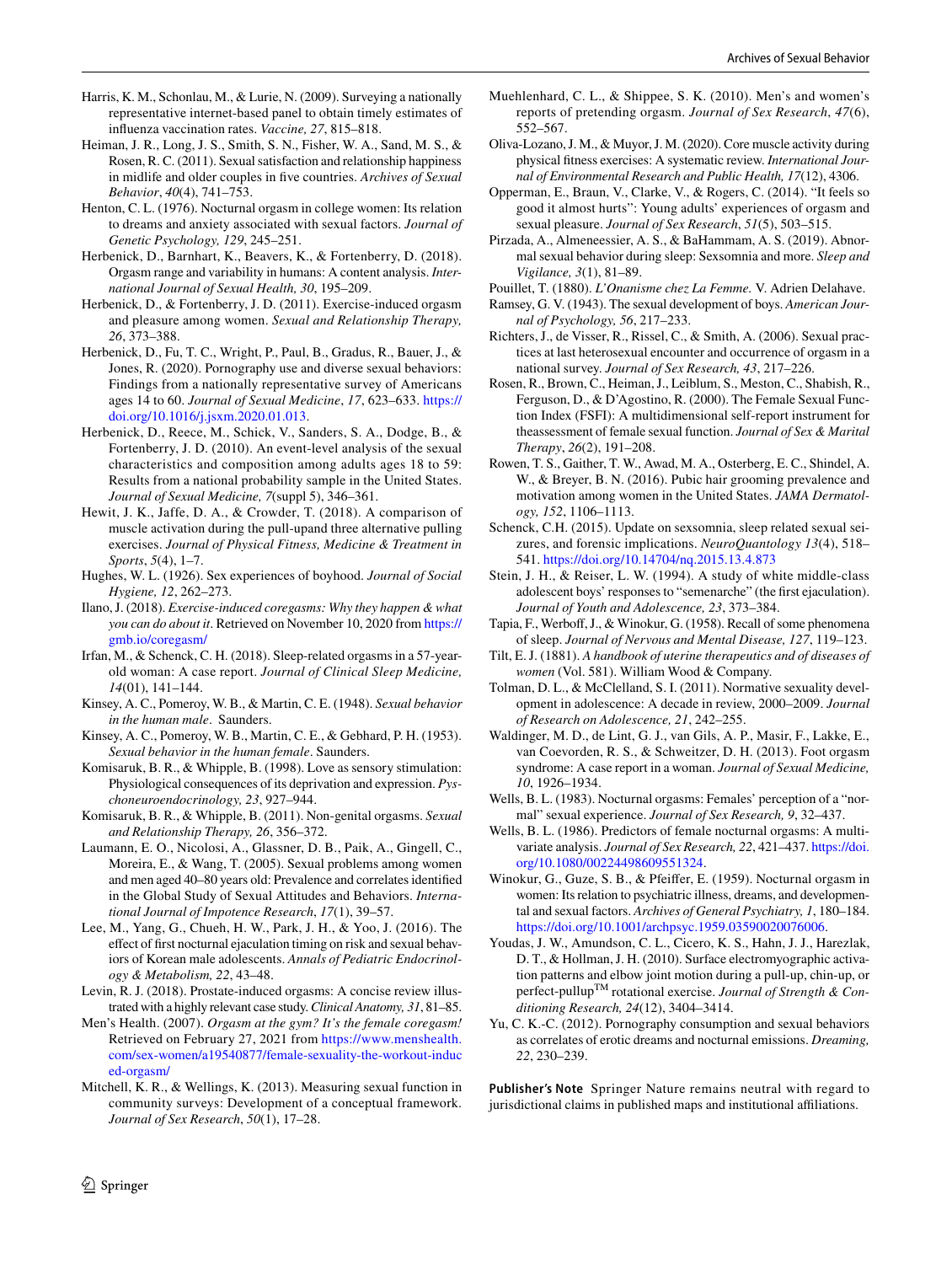Harris, K. M., Schonlau, M., & Lurie, N. (2009). Surveying a nationally representative internet-based panel to obtain timely estimates of influenza vaccination rates. *Vaccine, 27*, 815–818.

Heiman, J. R., Long, J. S., Smith, S. N., Fisher, W. A., Sand, M. S., & Rosen, R. C. (2011). Sexual satisfaction and relationship happiness in midlife and older couples in five countries. *Archives of Sexual Behavior*, *40*(4), 741–753.

Henton, C. L. (1976). Nocturnal orgasm in college women: Its relation to dreams and anxiety associated with sexual factors. *Journal of Genetic Psychology, 129*, 245–251.

Herbenick, D., Barnhart, K., Beavers, K., & Fortenberry, D. (2018). Orgasm range and variability in humans: A content analysis. *International Journal of Sexual Health, 30*, 195–209.

Herbenick, D., & Fortenberry, J. D. (2011). Exercise-induced orgasm and pleasure among women. *Sexual and Relationship Therapy, 26*, 373–388.

Herbenick, D., Fu, T. C., Wright, P., Paul, B., Gradus, R., Bauer, J., & Jones, R. (2020). Pornography use and diverse sexual behaviors: Findings from a nationally representative survey of Americans ages 14 to 60. *Journal of Sexual Medicine*, *17*, 623–633. https://doi.org/10.1016/j.jsxm.2020.01.013.

Herbenick, D., Reece, M., Schick, V., Sanders, S. A., Dodge, B., & Fortenberry, J. D. (2010). An event-level analysis of the sexual characteristics and composition among adults ages 18 to 59: Results from a national probability sample in the United States. *Journal of Sexual Medicine, 7*(suppl 5), 346–361.

Hewit, J. K., Jaffe, D. A., & Crowder, T. (2018). A comparison of muscle activation during the pull-upand three alternative pulling exercises. *Journal of Physical Fitness, Medicine & Treatment in Sports*, *5*(4), 1–7.

Hughes, W. L. (1926). Sex experiences of boyhood. *Journal of Social Hygiene, 12*, 262–273.

Ilano, J. (2018). *Exercise-induced coregasms: Why they happen & what you can do about it*. Retrieved on November 10, 2020 from https://gmb.io/coregasm/

Irfan, M., & Schenck, C. H. (2018). Sleep-related orgasms in a 57-year-old woman: A case report. *Journal of Clinical Sleep Medicine, 14*(01), 141–144.

Kinsey, A. C., Pomeroy, W. B., & Martin, C. E. (1948). *Sexual behavior in the human male*. Saunders.

Kinsey, A. C., Pomeroy, W. B., Martin, C. E., & Gebhard, P. H. (1953). *Sexual behavior in the human female*. Saunders.

Komisaruk, B. R., & Whipple, B. (1998). Love as sensory stimulation: Physiological consequences of its deprivation and expression. *Pyschoneuroendocrinology, 23*, 927–944.

Komisaruk, B. R., & Whipple, B. (2011). Non-genital orgasms. *Sexual and Relationship Therapy, 26*, 356–372.

Laumann, E. O., Nicolosi, A., Glassner, D. B., Paik, A., Gingell, C., Moreira, E., & Wang, T. (2005). Sexual problems among women and men aged 40–80 years old: Prevalence and correlates identified in the Global Study of Sexual Attitudes and Behaviors. *International Journal of Impotence Research*, *17*(1), 39–57.

Lee, M., Yang, G., Chueh, H. W., Park, J. H., & Yoo, J. (2016). The effect of first nocturnal ejaculation timing on risk and sexual behaviors of Korean male adolescents. *Annals of Pediatric Endocrinology & Metabolism, 22*, 43–48.

Levin, R. J. (2018). Prostate-induced orgasms: A concise review illustrated with a highly relevant case study. *Clinical Anatomy, 31*, 81–85.

Men's Health. (2007). *Orgasm at the gym? It's the female coregasm!* Retrieved on February 27, 2021 from https://www.menshealth.com/sex-women/a19540877/female-sexuality-the-workout-induced-orgasm/

Mitchell, K. R., & Wellings, K. (2013). Measuring sexual function in community surveys: Development of a conceptual framework. *Journal of Sex Research*, *50*(1), 17–28.

Muehlenhard, C. L., & Shippee, S. K. (2010). Men's and women's reports of pretending orgasm. *Journal of Sex Research*, *47*(6), 552–567.

Oliva-Lozano, J. M., & Muyor, J. M. (2020). Core muscle activity during physical fitness exercises: A systematic review. *International Journal of Environmental Research and Public Health, 17*(12), 4306.

Opperman, E., Braun, V., Clarke, V., & Rogers, C. (2014). "It feels so good it almost hurts": Young adults' experiences of orgasm and sexual pleasure. *Journal of Sex Research*, *51*(5), 503–515.

Pirzada, A., Almeneessier, A. S., & BaHammam, A. S. (2019). Abnormal sexual behavior during sleep: Sexsomnia and more. *Sleep and Vigilance, 3*(1), 81–89.

Pouillet, T. (1880). *L'Onanisme chez La Femme.* V. Adrien Delahave.

Ramsey, G. V. (1943). The sexual development of boys. *American Journal of Psychology, 56*, 217–233.

Richters, J., de Visser, R., Rissel, C., & Smith, A. (2006). Sexual practices at last heterosexual encounter and occurrence of orgasm in a national survey. *Journal of Sex Research, 43*, 217–226.

Rosen, R., Brown, C., Heiman, J., Leiblum, S., Meston, C., Shabish, R., Ferguson, D., & D'Agostino, R. (2000). The Female Sexual Function Index (FSFI): A multidimensional self-report instrument for theassessment of female sexual function. *Journal of Sex & Marital Therapy*, *26*(2), 191–208.

Rowen, T. S., Gaither, T. W., Awad, M. A., Osterberg, E. C., Shindel, A. W., & Breyer, B. N. (2016). Pubic hair grooming prevalence and motivation among women in the United States. *JAMA Dermatology, 152*, 1106–1113.

Schenck, C.H. (2015). Update on sexsomnia, sleep related sexual seizures, and forensic implications. *NeuroQuantology 13*(4), 518–541. https://doi.org/10.14704/nq.2015.13.4.873

Stein, J. H., & Reiser, L. W. (1994). A study of white middle-class adolescent boys' responses to "semenarche" (the first ejaculation). *Journal of Youth and Adolescence, 23*, 373–384.

Tapia, F., Werboff, J., & Winokur, G. (1958). Recall of some phenomena of sleep. *Journal of Nervous and Mental Disease, 127*, 119–123.

Tilt, E. J. (1881). *A handbook of uterine therapeutics and of diseases of women* (Vol. 581). William Wood & Company.

Tolman, D. L., & McClelland, S. I. (2011). Normative sexuality development in adolescence: A decade in review, 2000–2009. *Journal of Research on Adolescence, 21*, 242–255.

Waldinger, M. D., de Lint, G. J., van Gils, A. P., Masir, F., Lakke, E., van Coevorden, R. S., & Schweitzer, D. H. (2013). Foot orgasm syndrome: A case report in a woman. *Journal of Sexual Medicine, 10*, 1926–1934.

Wells, B. L. (1983). Nocturnal orgasms: Females' perception of a "normal" sexual experience. *Journal of Sex Research, 9*, 32–437.

Wells, B. L. (1986). Predictors of female nocturnal orgasms: A multivariate analysis. *Journal of Sex Research, 22*, 421–437. https://doi.org/10.1080/00224498609551324.

Winokur, G., Guze, S. B., & Pfeiffer, E. (1959). Nocturnal orgasm in women: Its relation to psychiatric illness, dreams, and developmental and sexual factors. *Archives of General Psychiatry, 1*, 180–184. https://doi.org/10.1001/archpsyc.1959.03590020076006.

Youdas, J. W., Amundson, C. L., Cicero, K. S., Hahn, J. J., Harezlak, D. T., & Hollman, J. H. (2010). Surface electromyographic activation patterns and elbow joint motion during a pull-up, chin-up, or perfect-pullup™ rotational exercise. *Journal of Strength & Conditioning Research, 24*(12), 3404–3414.

Yu, C. K.-C. (2012). Pornography consumption and sexual behaviors as correlates of erotic dreams and nocturnal emissions. *Dreaming, 22*, 230–239.

**Publisher's Note** Springer Nature remains neutral with regard to jurisdictional claims in published maps and institutional affiliations.